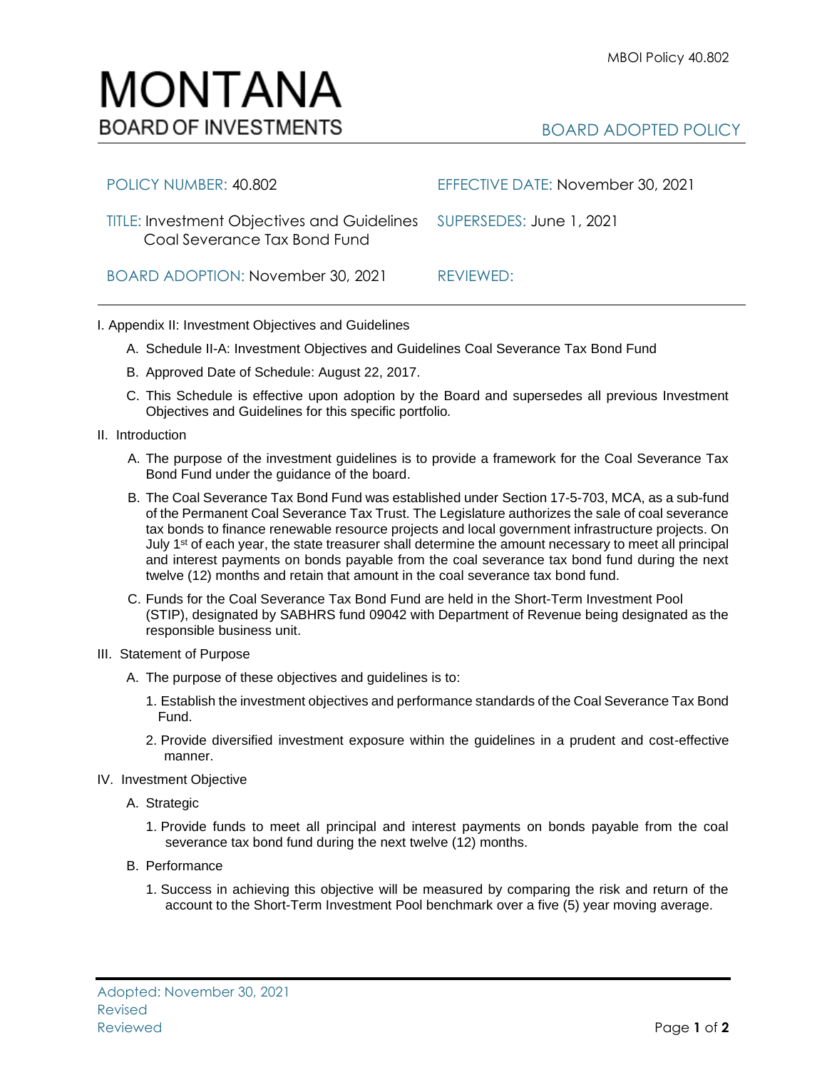# MONTANA
## BOARD OF INVESTMENTS

MBOI Policy 40.802

BOARD ADOPTED POLICY

| | |
|---|---|
| POLICY NUMBER: 40.802 | EFFECTIVE DATE: November 30, 2021 |
| TITLE: Investment Objectives and Guidelines Coal Severance Tax Bond Fund | SUPERSEDES: June 1, 2021 |
| BOARD ADOPTION: November 30, 2021 | REVIEWED: |

I. Appendix II: Investment Objectives and Guidelines

A. Schedule II-A: Investment Objectives and Guidelines Coal Severance Tax Bond Fund

B. Approved Date of Schedule: August 22, 2017.

C. This Schedule is effective upon adoption by the Board and supersedes all previous Investment Objectives and Guidelines for this specific portfolio.

II. Introduction

A. The purpose of the investment guidelines is to provide a framework for the Coal Severance Tax Bond Fund under the guidance of the board.

B. The Coal Severance Tax Bond Fund was established under Section 17-5-703, MCA, as a sub-fund of the Permanent Coal Severance Tax Trust. The Legislature authorizes the sale of coal severance tax bonds to finance renewable resource projects and local government infrastructure projects. On July 1st of each year, the state treasurer shall determine the amount necessary to meet all principal and interest payments on bonds payable from the coal severance tax bond fund during the next twelve (12) months and retain that amount in the coal severance tax bond fund.

C. Funds for the Coal Severance Tax Bond Fund are held in the Short-Term Investment Pool (STIP), designated by SABHRS fund 09042 with Department of Revenue being designated as the responsible business unit.

III. Statement of Purpose

A. The purpose of these objectives and guidelines is to:

1. Establish the investment objectives and performance standards of the Coal Severance Tax Bond Fund.

2. Provide diversified investment exposure within the guidelines in a prudent and cost-effective manner.

IV. Investment Objective

A. Strategic

1. Provide funds to meet all principal and interest payments on bonds payable from the coal severance tax bond fund during the next twelve (12) months.

B. Performance

1. Success in achieving this objective will be measured by comparing the risk and return of the account to the Short-Term Investment Pool benchmark over a five (5) year moving average.

Adopted: November 30, 2021
Revised
Reviewed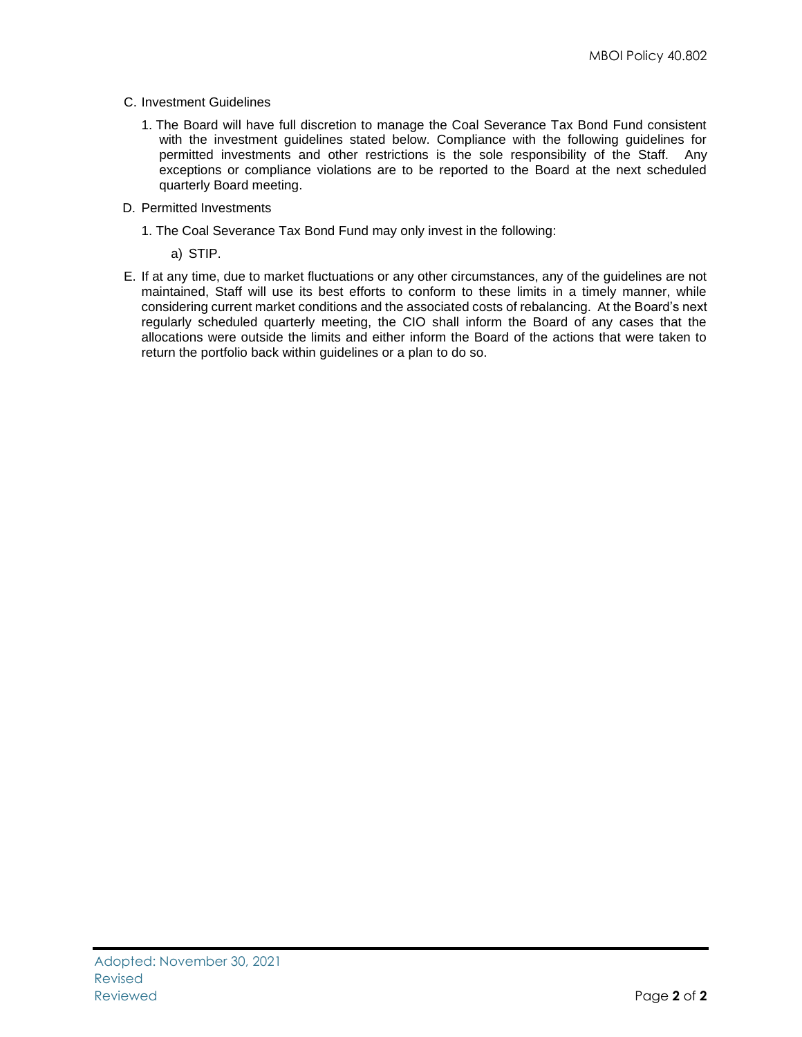C. Investment Guidelines

1. The Board will have full discretion to manage the Coal Severance Tax Bond Fund consistent with the investment guidelines stated below. Compliance with the following guidelines for permitted investments and other restrictions is the sole responsibility of the Staff. Any exceptions or compliance violations are to be reported to the Board at the next scheduled quarterly Board meeting.

D. Permitted Investments

1. The Coal Severance Tax Bond Fund may only invest in the following:

   a) STIP.

E. If at any time, due to market fluctuations or any other circumstances, any of the guidelines are not maintained, Staff will use its best efforts to conform to these limits in a timely manner, while considering current market conditions and the associated costs of rebalancing. At the Board's next regularly scheduled quarterly meeting, the CIO shall inform the Board of any cases that the allocations were outside the limits and either inform the Board of the actions that were taken to return the portfolio back within guidelines or a plan to do so.

Adopted: November 30, 2021
Revised
Reviewed